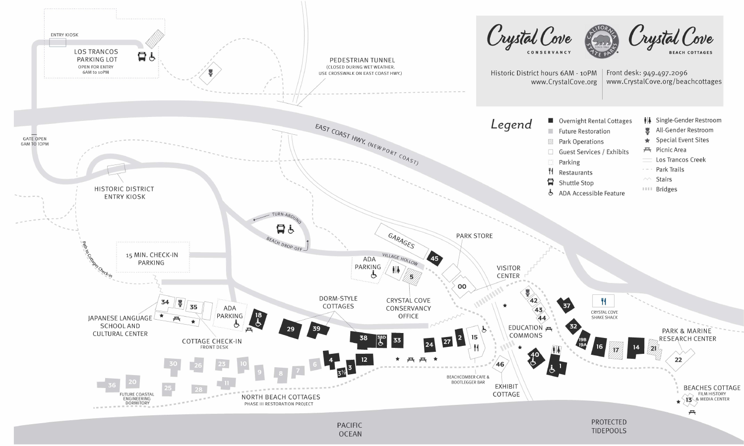# Crystal Cove Conservancy | Crystal Cove Beach Cottages

California State Parks

Historic District hours 6AM - 10PM
www.CrystalCove.org

Front desk: 949.497.2096
www.CrystalCove.org/beachcottages

## Legend

- Overnight Rental Cottages
- Future Restoration
- Park Operations
- Guest Services / Exhibits
- Parking
- Restaurants
- Shuttle Stop
- ADA Accessible Feature
- Single-Gender Restroom
- All-Gender Restroom
- Special Event Sites
- Picnic Area
- Los Trancos Creek
- Park Trails
- Stairs
- Bridges

## Map Labels

- ENTRY KIOSK
- LOS TRANCOS PARKING LOT — OPEN FOR ENTRY 6AM to 10PM
- PEDESTRIAN TUNNEL (CLOSED DURING WET WEATHER. USE CROSSWALK ON EAST COAST HWY.)
- EAST COAST HWY. (NEWPORT COAST)
- GATE OPEN 6AM TO 10PM
- HISTORIC DISTRICT ENTRY KIOSK
- TURN-AROUND
- BEACH DROP-OFF
- Path to Cottages Check-in
- 15 MIN. CHECK-IN PARKING
- GARAGES
- VILLAGE HOLLOW
- ADA PARKING
- PARK STORE
- CRYSTAL COVE CONSERVANCY OFFICE
- VISITOR CENTER
- DORM-STYLE COTTAGES
- JAPANESE LANGUAGE SCHOOL AND CULTURAL CENTER
- COTTAGE CHECK-IN — FRONT DESK
- EDUCATION COMMONS
- CRYSTAL COVE SHAKE SHACK
- PARK & MARINE RESEARCH CENTER
- BEACHCOMBER CAFE & BOOTLEGGER BAR
- EXHIBIT COTTAGE
- FUTURE COASTAL ENGINEERING DORMITORY
- NORTH BEACH COTTAGES — PHASE III RESTORATION PROJECT
- BEACHES COTTAGE — FILM HISTORY & MEDIA CENTER
- PACIFIC OCEAN
- PROTECTED TIDEPOOLS

Cottage numbers: 00, 1, 2, 3, 3½, 4, 5, 6, 7, 8, 9, 10, 11, 12, 13, 14, 15, 16, 17, 18, 19A, 19B, 20, 21, 22, 23, 24, 25, 26, 27, 28, 29, 30, 32, 33, 34, 35, 36, 37, 38, 38D, 39, 40, 42, 43, 44, 45, 46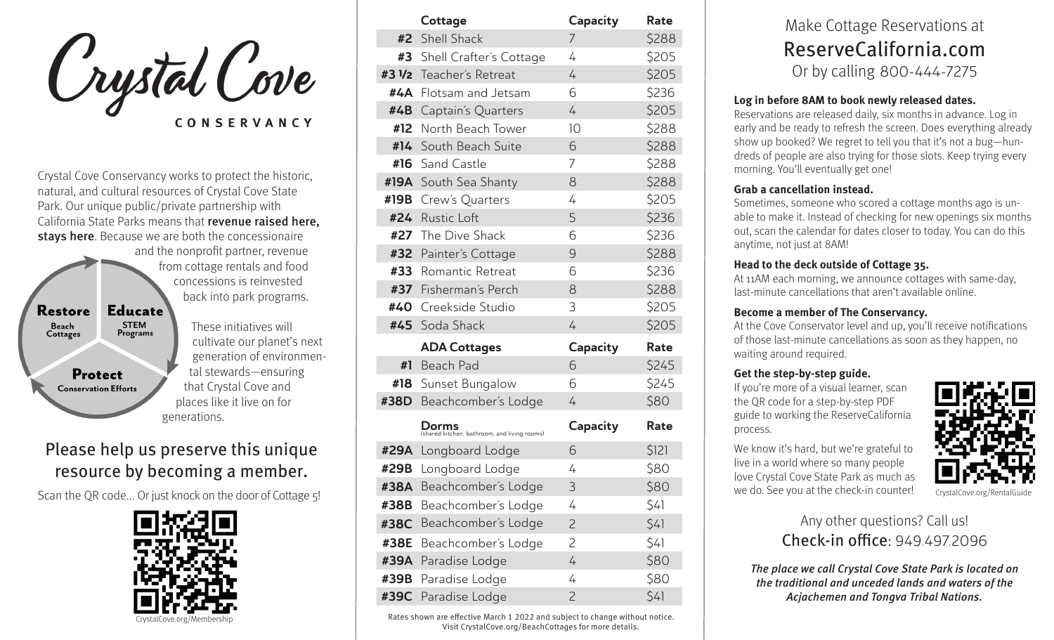# Crystal Cove

**CONSERVANCY**

Crystal Cove Conservancy works to protect the historic, natural, and cultural resources of Crystal Cove State Park. Our unique public/private partnership with California State Parks means that **revenue raised here, stays here**. Because we are both the concessionaire and the nonprofit partner, revenue from cottage rentals and food concessions is reinvested back into park programs.

**Restore** Beach Cottages

**Educate** STEM Programs

**Protect** Conservation Efforts

These initiatives will cultivate our planet's next generation of environmental stewards—ensuring that Crystal Cove and places like it live on for generations.

## Please help us preserve this unique resource by becoming a member.

Scan the QR code... Or just knock on the door of Cottage 5!

CrystalCove.org/Membership

| | Cottage | Capacity | Rate |
|---|---|---|---|
| #2 | Shell Shack | 7 | $288 |
| #3 | Shell Crafter's Cottage | 4 | $205 |
| #3 ½ | Teacher's Retreat | 4 | $205 |
| #4A | Flotsam and Jetsam | 6 | $236 |
| #4B | Captain's Quarters | 4 | $205 |
| #12 | North Beach Tower | 10 | $288 |
| #14 | South Beach Suite | 6 | $288 |
| #16 | Sand Castle | 7 | $288 |
| #19A | South Sea Shanty | 8 | $288 |
| #19B | Crew's Quarters | 4 | $205 |
| #24 | Rustic Loft | 5 | $236 |
| #27 | The Dive Shack | 6 | $236 |
| #32 | Painter's Cottage | 9 | $288 |
| #33 | Romantic Retreat | 6 | $236 |
| #37 | Fisherman's Perch | 8 | $288 |
| #40 | Creekside Studio | 3 | $205 |
| #45 | Soda Shack | 4 | $205 |

| | ADA Cottages | Capacity | Rate |
|---|---|---|---|
| #1 | Beach Pad | 6 | $245 |
| #18 | Sunset Bungalow | 6 | $245 |
| #38D | Beachcomber's Lodge | 4 | $80 |

| | Dorms (shared kitchen, bathroom, and living rooms) | Capacity | Rate |
|---|---|---|---|
| #29A | Longboard Lodge | 6 | $121 |
| #29B | Longboard Lodge | 4 | $80 |
| #38A | Beachcomber's Lodge | 3 | $80 |
| #38B | Beachcomber's Lodge | 4 | $41 |
| #38C | Beachcomber's Lodge | 2 | $41 |
| #38E | Beachcomber's Lodge | 2 | $41 |
| #39A | Paradise Lodge | 4 | $80 |
| #39B | Paradise Lodge | 4 | $80 |
| #39C | Paradise Lodge | 2 | $41 |

Rates shown are effective March 1 2022 and subject to change without notice. Visit CrystalCove.org/BeachCottages for more details.

## Make Cottage Reservations at ReserveCalifornia.com Or by calling 800-444-7275

**Log in before 8AM to book newly released dates.**
Reservations are released daily, six months in advance. Log in early and be ready to refresh the screen. Does everything already show up booked? We regret to tell you that it's not a bug—hundreds of people are also trying for those slots. Keep trying every morning. You'll eventually get one!

**Grab a cancellation instead.**
Sometimes, someone who scored a cottage months ago is unable to make it. Instead of checking for new openings six months out, scan the calendar for dates closer to today. You can do this anytime, not just at 8AM!

**Head to the deck outside of Cottage 35.**
At 11AM each morning, we announce cottages with same-day, last-minute cancellations that aren't available online.

**Become a member of The Conservancy.**
At the Cove Conservator level and up, you'll receive notifications of those last-minute cancellations as soon as they happen, no waiting around required.

**Get the step-by-step guide.**
If you're more of a visual learner, scan the QR code for a step-by-step PDF guide to working the ReserveCalifornia process.

We know it's hard, but we're grateful to live in a world where so many people love Crystal Cove State Park as much as we do. See you at the check-in counter!

CrystalCove.org/RentalGuide

Any other questions? Call us!
Check-in office: 949.497.2096

***The place we call Crystal Cove State Park is located on the traditional and unceded lands and waters of the Acjachemen and Tongva Tribal Nations.***